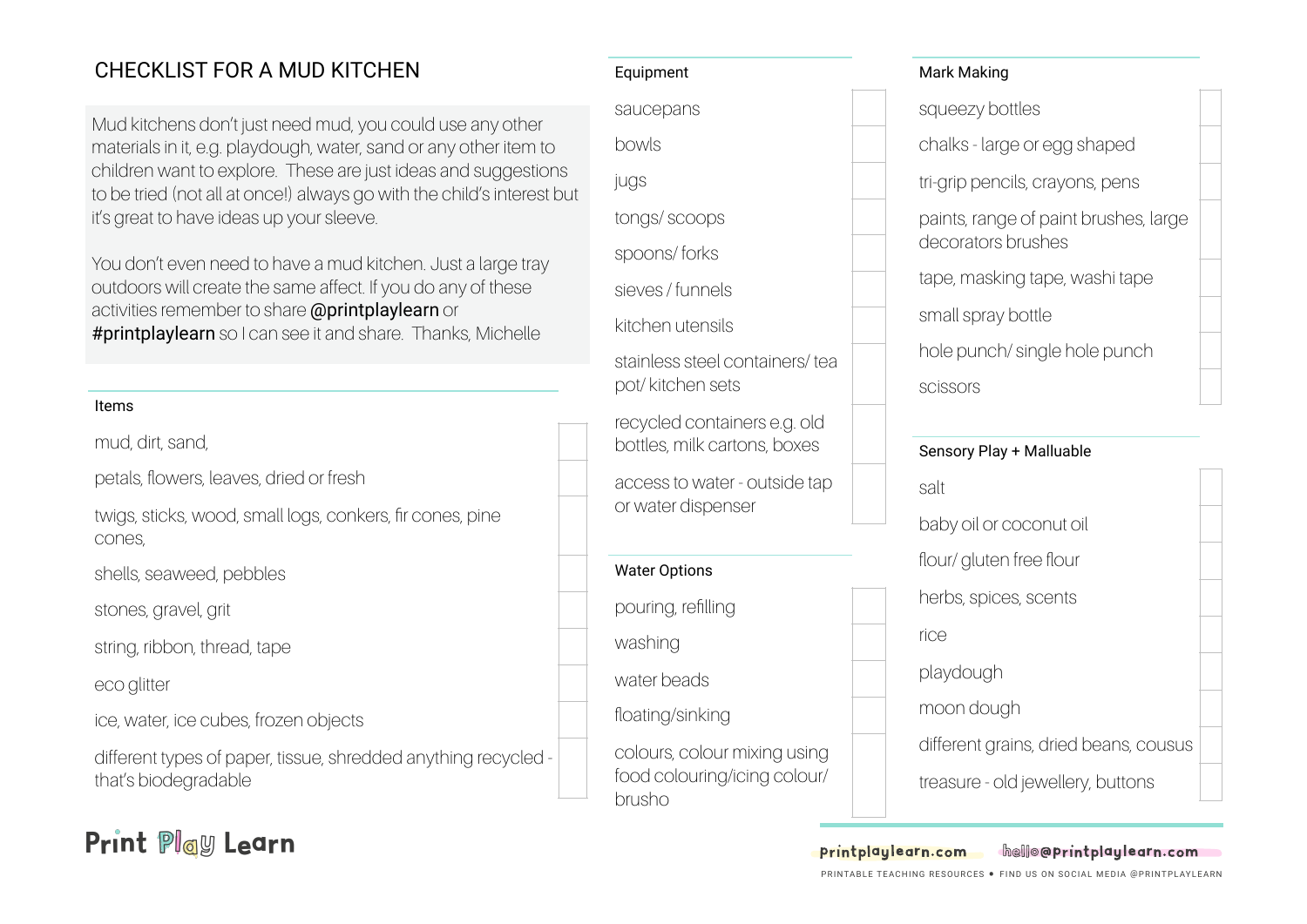# CHECKLIST FOR A MUD KITCHEN

Mud kitchens don't just need mud, you could use any other materials in it, e.g. playdough, water, sand or any other item to children want to explore. These are just ideas and suggestions to be tried (not all at once!) always go with the child's interest but it's great to have ideas up your sleeve.

You don't even need to have a mud kitchen. Just a large tray outdoors will create the same affect. If you do any of these activities remember to share **@printplaylearn** or **#printplaylearn** so I can see it and share. Thanks, Michelle

## Items

- [ ] mud, dirt, sand,
- [ ] petals, flowers, leaves, dried or fresh
- [ ] twigs, sticks, wood, small logs, conkers, fir cones, pine cones,
- [ ] shells, seaweed, pebbles
- [ ] stones, gravel, grit
- [ ] string, ribbon, thread, tape
- [ ] eco glitter
- [ ] ice, water, ice cubes, frozen objects
- [ ] different types of paper, tissue, shredded anything recycled - that's biodegradable

## Equipment

- [ ] saucepans
- [ ] bowls
- [ ] jugs
- [ ] tongs/ scoops
- [ ] spoons/ forks
- [ ] sieves / funnels
- [ ] kitchen utensils
- [ ] stainless steel containers/ tea pot/ kitchen sets
- [ ] recycled containers e.g. old bottles, milk cartons, boxes
- [ ] access to water - outside tap or water dispenser

## Water Options

- [ ] pouring, refilling
- [ ] washing
- [ ] water beads
- [ ] floating/sinking
- [ ] colours, colour mixing using food colouring/icing colour/ brusho

## Mark Making

- [ ] squeezy bottles
- [ ] chalks - large or egg shaped
- [ ] tri-grip pencils, crayons, pens
- [ ] paints, range of paint brushes, large decorators brushes
- [ ] tape, masking tape, washi tape
- [ ] small spray bottle
- [ ] hole punch/ single hole punch
- [ ] scissors

## Sensory Play + Malluable

- [ ] salt
- [ ] baby oil or coconut oil
- [ ] flour/ gluten free flour
- [ ] herbs, spices, scents
- [ ] rice
- [ ] playdough
- [ ] moon dough
- [ ] different grains, dried beans, cousus
- [ ] treasure - old jewellery, buttons

Print Play Learn

printplaylearn.com hello@printplaylearn.com

PRINTABLE TEACHING RESOURCES • FIND US ON SOCIAL MEDIA @PRINTPLAYLEARN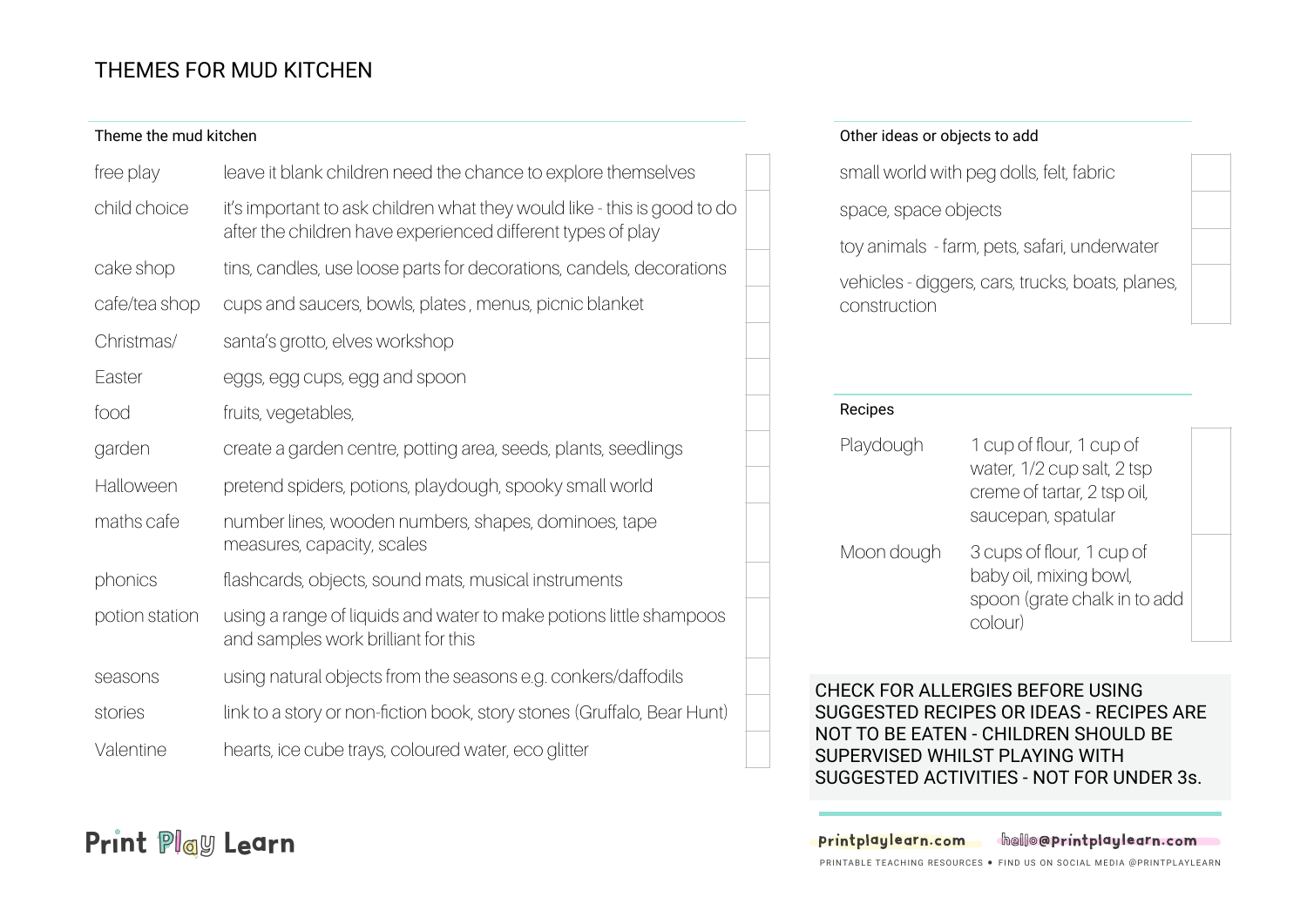# THEMES FOR MUD KITCHEN

## Theme the mud kitchen

| | | |
|---|---|---|
| free play | leave it blank children need the chance to explore themselves | |
| child choice | it's important to ask children what they would like - this is good to do after the children have experienced different types of play | |
| cake shop | tins, candles, use loose parts for decorations, candels, decorations | |
| cafe/tea shop | cups and saucers, bowls, plates , menus, picnic blanket | |
| Christmas/ | santa's grotto, elves workshop | |
| Easter | eggs, egg cups, egg and spoon | |
| food | fruits, vegetables, | |
| garden | create a garden centre, potting area, seeds, plants, seedlings | |
| Halloween | pretend spiders, potions, playdough, spooky small world | |
| maths cafe | number lines, wooden numbers, shapes, dominoes, tape measures, capacity, scales | |
| phonics | flashcards, objects, sound mats, musical instruments | |
| potion station | using a range of liquids and water to make potions little shampoos and samples work brilliant for this | |
| seasons | using natural objects from the seasons e.g. conkers/daffodils | |
| stories | link to a story or non-fiction book, story stones (Gruffalo, Bear Hunt) | |
| Valentine | hearts, ice cube trays, coloured water, eco glitter | |

## Other ideas or objects to add

| | |
|---|---|
| small world with peg dolls, felt, fabric | |
| space, space objects | |
| toy animals - farm, pets, safari, underwater | |
| vehicles - diggers, cars, trucks, boats, planes, construction | |

## Recipes

| | | |
|---|---|---|
| Playdough | 1 cup of flour, 1 cup of water, 1/2 cup salt, 2 tsp creme of tartar, 2 tsp oil, saucepan, spatular | |
| Moon dough | 3 cups of flour, 1 cup of baby oil, mixing bowl, spoon (grate chalk in to add colour) | |

CHECK FOR ALLERGIES BEFORE USING SUGGESTED RECIPES OR IDEAS - RECIPES ARE NOT TO BE EATEN - CHILDREN SHOULD BE SUPERVISED WHILST PLAYING WITH SUGGESTED ACTIVITIES - NOT FOR UNDER 3s.

Print Play Learn

printplaylearn.com hello@printplaylearn.com

PRINTABLE TEACHING RESOURCES • FIND US ON SOCIAL MEDIA @PRINTPLAYLEARN